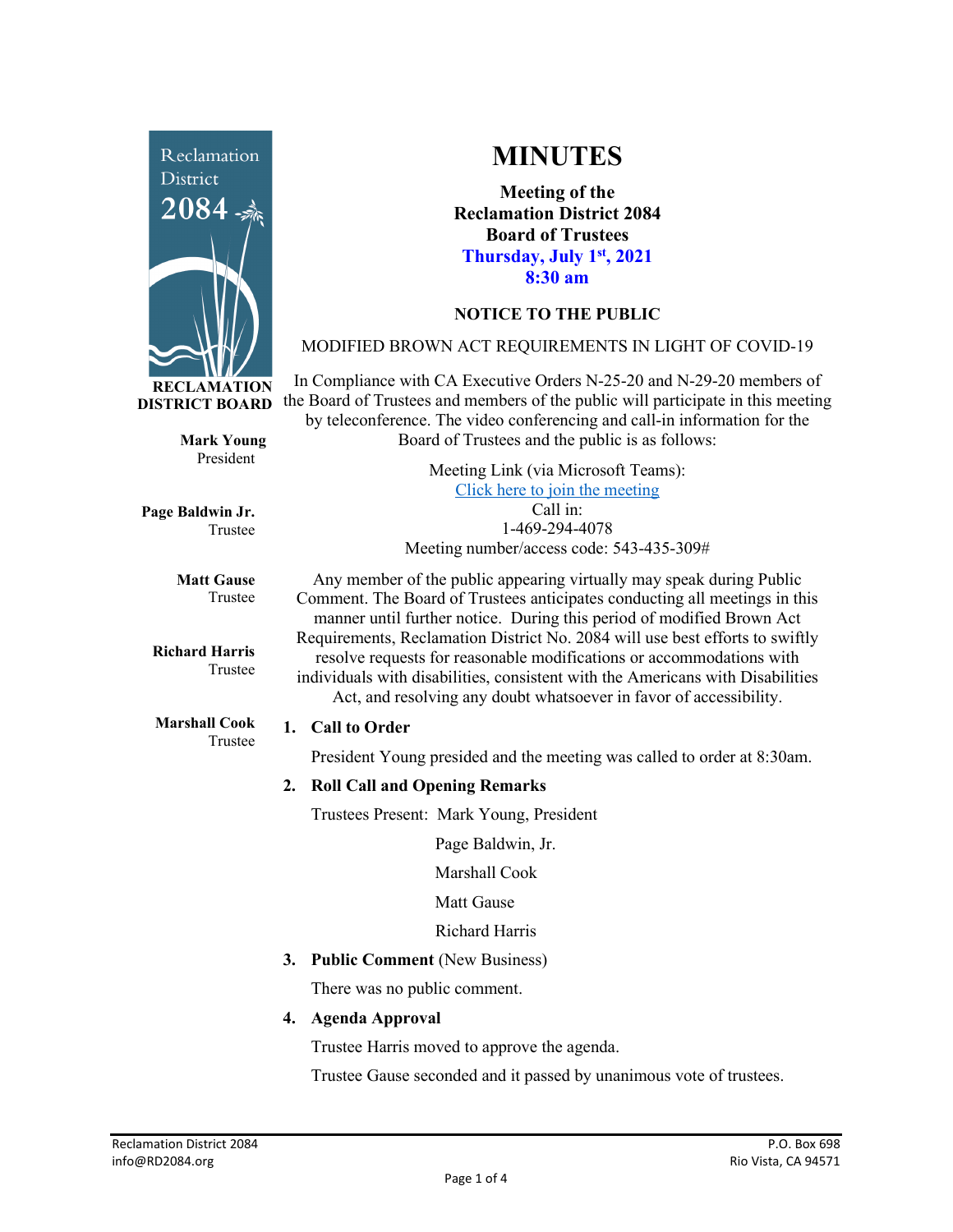# MINUTES

**Meeting of the Reclamation District 2084 Board of Trustees**
**Thursday, July 1st, 2021**
**8:30 am**

**RECLAMATION DISTRICT BOARD**

**Mark Young**
President

**Page Baldwin Jr.**
Trustee

**Matt Gause**
Trustee

**Richard Harris**
Trustee

**Marshall Cook**
Trustee

### NOTICE TO THE PUBLIC

MODIFIED BROWN ACT REQUIREMENTS IN LIGHT OF COVID-19

In Compliance with CA Executive Orders N-25-20 and N-29-20 members of the Board of Trustees and members of the public will participate in this meeting by teleconference. The video conferencing and call-in information for the Board of Trustees and the public is as follows:

Meeting Link (via Microsoft Teams):
Click here to join the meeting
Call in:
1-469-294-4078
Meeting number/access code: 543-435-309#

Any member of the public appearing virtually may speak during Public Comment. The Board of Trustees anticipates conducting all meetings in this manner until further notice. During this period of modified Brown Act Requirements, Reclamation District No. 2084 will use best efforts to swiftly resolve requests for reasonable modifications or accommodations with individuals with disabilities, consistent with the Americans with Disabilities Act, and resolving any doubt whatsoever in favor of accessibility.

1. **Call to Order**

   President Young presided and the meeting was called to order at 8:30am.

2. **Roll Call and Opening Remarks**

   Trustees Present: Mark Young, President

   Page Baldwin, Jr.

   Marshall Cook

   Matt Gause

   Richard Harris

3. **Public Comment** (New Business)

   There was no public comment.

4. **Agenda Approval**

   Trustee Harris moved to approve the agenda.

   Trustee Gause seconded and it passed by unanimous vote of trustees.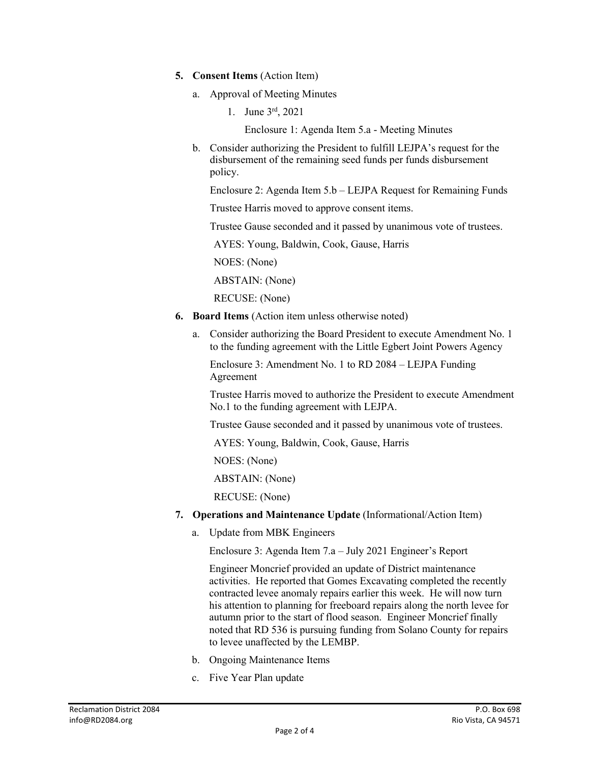5. **Consent Items** (Action Item)

   a. Approval of Meeting Minutes

      1. June 3rd, 2021

         Enclosure 1: Agenda Item 5.a - Meeting Minutes

   b. Consider authorizing the President to fulfill LEJPA's request for the disbursement of the remaining seed funds per funds disbursement policy.

      Enclosure 2: Agenda Item 5.b – LEJPA Request for Remaining Funds

      Trustee Harris moved to approve consent items.

      Trustee Gause seconded and it passed by unanimous vote of trustees.

      AYES: Young, Baldwin, Cook, Gause, Harris

      NOES: (None)

      ABSTAIN: (None)

      RECUSE: (None)

6. **Board Items** (Action item unless otherwise noted)

   a. Consider authorizing the Board President to execute Amendment No. 1 to the funding agreement with the Little Egbert Joint Powers Agency

      Enclosure 3: Amendment No. 1 to RD 2084 – LEJPA Funding Agreement

      Trustee Harris moved to authorize the President to execute Amendment No.1 to the funding agreement with LEJPA.

      Trustee Gause seconded and it passed by unanimous vote of trustees.

      AYES: Young, Baldwin, Cook, Gause, Harris

      NOES: (None)

      ABSTAIN: (None)

      RECUSE: (None)

7. **Operations and Maintenance Update** (Informational/Action Item)

   a. Update from MBK Engineers

      Enclosure 3: Agenda Item 7.a – July 2021 Engineer's Report

      Engineer Moncrief provided an update of District maintenance activities. He reported that Gomes Excavating completed the recently contracted levee anomaly repairs earlier this week. He will now turn his attention to planning for freeboard repairs along the north levee for autumn prior to the start of flood season. Engineer Moncrief finally noted that RD 536 is pursuing funding from Solano County for repairs to levee unaffected by the LEMBP.

   b. Ongoing Maintenance Items

   c. Five Year Plan update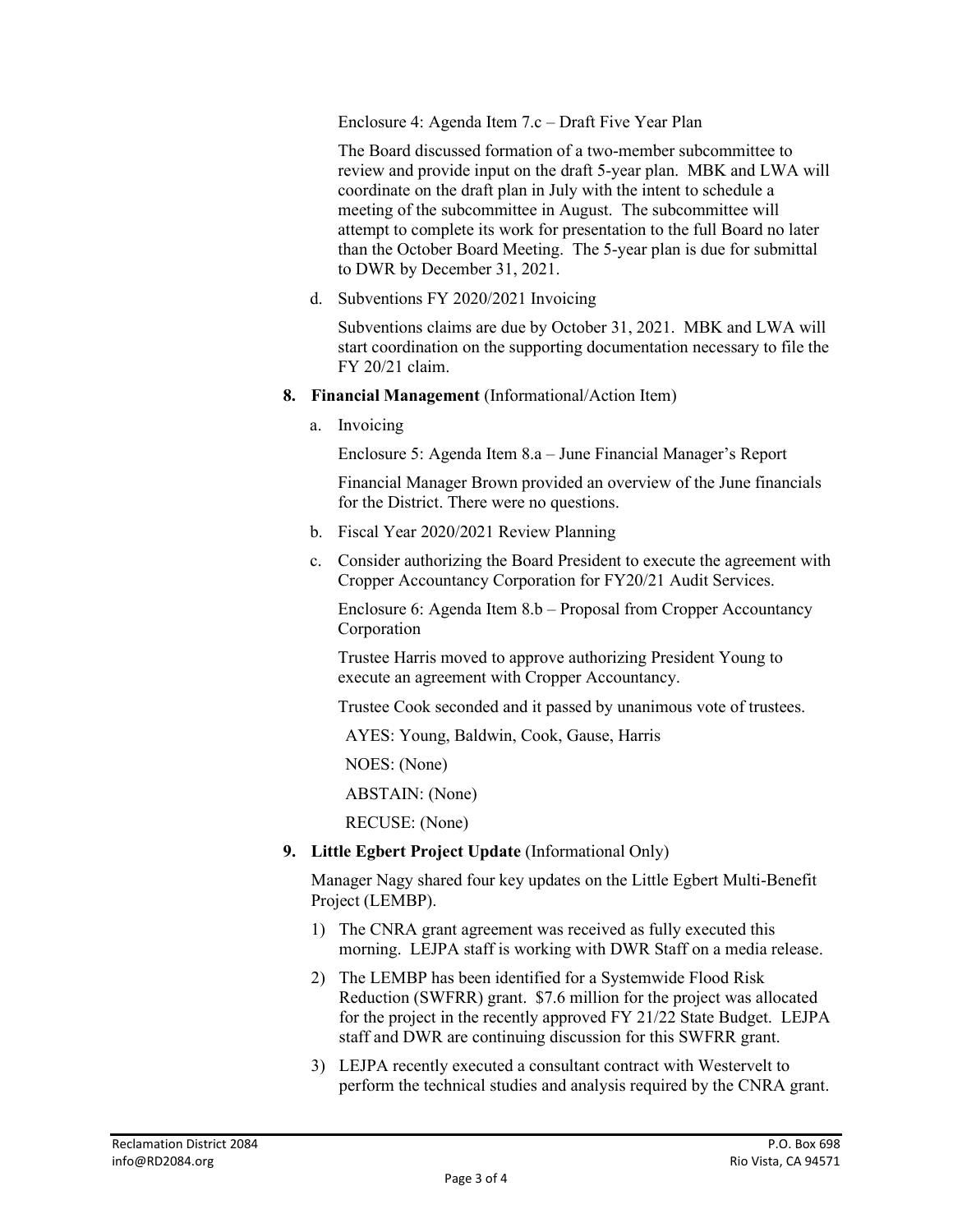Enclosure 4: Agenda Item 7.c – Draft Five Year Plan

The Board discussed formation of a two-member subcommittee to review and provide input on the draft 5-year plan. MBK and LWA will coordinate on the draft plan in July with the intent to schedule a meeting of the subcommittee in August. The subcommittee will attempt to complete its work for presentation to the full Board no later than the October Board Meeting. The 5-year plan is due for submittal to DWR by December 31, 2021.

d. Subventions FY 2020/2021 Invoicing

Subventions claims are due by October 31, 2021. MBK and LWA will start coordination on the supporting documentation necessary to file the FY 20/21 claim.

**8. Financial Management** (Informational/Action Item)

a. Invoicing

Enclosure 5: Agenda Item 8.a – June Financial Manager's Report

Financial Manager Brown provided an overview of the June financials for the District. There were no questions.

b. Fiscal Year 2020/2021 Review Planning

c. Consider authorizing the Board President to execute the agreement with Cropper Accountancy Corporation for FY20/21 Audit Services.

Enclosure 6: Agenda Item 8.b – Proposal from Cropper Accountancy Corporation

Trustee Harris moved to approve authorizing President Young to execute an agreement with Cropper Accountancy.

Trustee Cook seconded and it passed by unanimous vote of trustees.

AYES: Young, Baldwin, Cook, Gause, Harris

NOES: (None)

ABSTAIN: (None)

RECUSE: (None)

**9. Little Egbert Project Update** (Informational Only)

Manager Nagy shared four key updates on the Little Egbert Multi-Benefit Project (LEMBP).

1) The CNRA grant agreement was received as fully executed this morning. LEJPA staff is working with DWR Staff on a media release.
2) The LEMBP has been identified for a Systemwide Flood Risk Reduction (SWFRR) grant. $7.6 million for the project was allocated for the project in the recently approved FY 21/22 State Budget. LEJPA staff and DWR are continuing discussion for this SWFRR grant.
3) LEJPA recently executed a consultant contract with Westervelt to perform the technical studies and analysis required by the CNRA grant.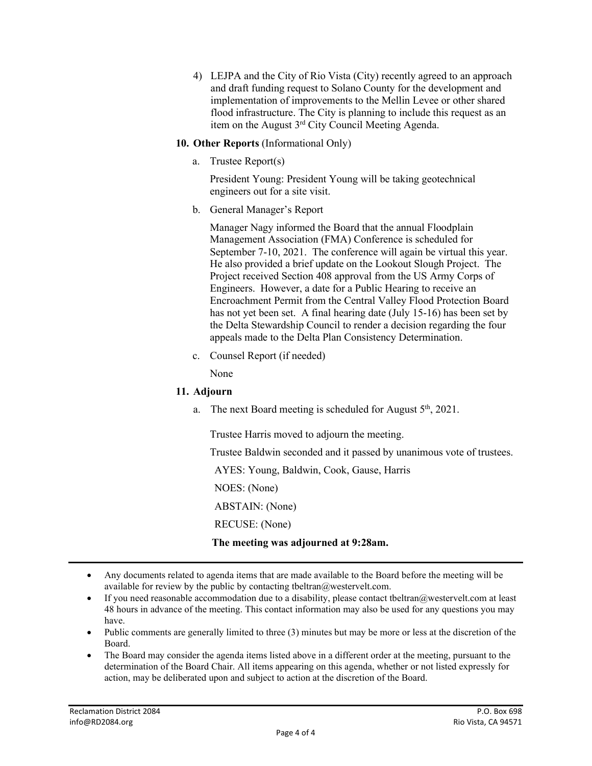4) LEJPA and the City of Rio Vista (City) recently agreed to an approach and draft funding request to Solano County for the development and implementation of improvements to the Mellin Levee or other shared flood infrastructure. The City is planning to include this request as an item on the August 3rd City Council Meeting Agenda.

**10. Other Reports** (Informational Only)

a. Trustee Report(s)

President Young: President Young will be taking geotechnical engineers out for a site visit.

b. General Manager's Report

Manager Nagy informed the Board that the annual Floodplain Management Association (FMA) Conference is scheduled for September 7-10, 2021. The conference will again be virtual this year. He also provided a brief update on the Lookout Slough Project. The Project received Section 408 approval from the US Army Corps of Engineers. However, a date for a Public Hearing to receive an Encroachment Permit from the Central Valley Flood Protection Board has not yet been set. A final hearing date (July 15-16) has been set by the Delta Stewardship Council to render a decision regarding the four appeals made to the Delta Plan Consistency Determination.

c. Counsel Report (if needed)

None

**11. Adjourn**

a. The next Board meeting is scheduled for August 5th, 2021.

Trustee Harris moved to adjourn the meeting.

Trustee Baldwin seconded and it passed by unanimous vote of trustees.

AYES: Young, Baldwin, Cook, Gause, Harris

NOES: (None)

ABSTAIN: (None)

RECUSE: (None)

**The meeting was adjourned at 9:28am.**

---

- Any documents related to agenda items that are made available to the Board before the meeting will be available for review by the public by contacting tbeltran@westervelt.com.
- If you need reasonable accommodation due to a disability, please contact tbeltran@westervelt.com at least 48 hours in advance of the meeting. This contact information may also be used for any questions you may have.
- Public comments are generally limited to three (3) minutes but may be more or less at the discretion of the Board.
- The Board may consider the agenda items listed above in a different order at the meeting, pursuant to the determination of the Board Chair. All items appearing on this agenda, whether or not listed expressly for action, may be deliberated upon and subject to action at the discretion of the Board.